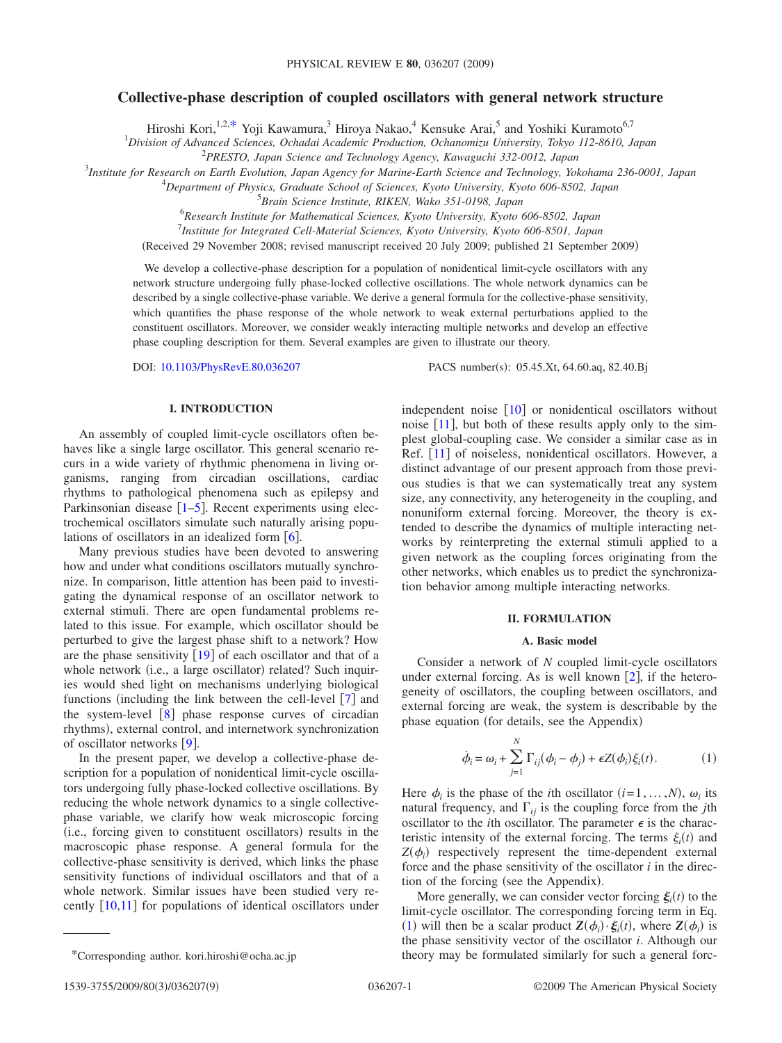# Collective-phase description of coupled oscillators with general network structure

Hiroshi Kori,[1,2,*] Yoji Kawamura,[3] Hiroya Nakao,[4] Kensuke Arai,[5] and Yoshiki Kuramoto[6,7]

[1]*Division of Advanced Sciences, Ochadai Academic Production, Ochanomizu University, Tokyo 112-8610, Japan*

[2]*PRESTO, Japan Science and Technology Agency, Kawaguchi 332-0012, Japan*

[3]*Institute for Research on Earth Evolution, Japan Agency for Marine-Earth Science and Technology, Yokohama 236-0001, Japan*

[4]*Department of Physics, Graduate School of Sciences, Kyoto University, Kyoto 606-8502, Japan*

[5]*Brain Science Institute, RIKEN, Wako 351-0198, Japan*

[6]*Research Institute for Mathematical Sciences, Kyoto University, Kyoto 606-8502, Japan*

[7]*Institute for Integrated Cell-Material Sciences, Kyoto University, Kyoto 606-8501, Japan*

(Received 29 November 2008; revised manuscript received 20 July 2009; published 21 September 2009)

We develop a collective-phase description for a population of nonidentical limit-cycle oscillators with any network structure undergoing fully phase-locked collective oscillations. The whole network dynamics can be described by a single collective-phase variable. We derive a general formula for the collective-phase sensitivity, which quantifies the phase response of the whole network to weak external perturbations applied to the constituent oscillators. Moreover, we consider weakly interacting multiple networks and develop an effective phase coupling description for them. Several examples are given to illustrate our theory.

DOI: 10.1103/PhysRevE.80.036207 PACS number(s): 05.45.Xt, 64.60.aq, 82.40.Bj

## I. INTRODUCTION

An assembly of coupled limit-cycle oscillators often behaves like a single large oscillator. This general scenario recurs in a wide variety of rhythmic phenomena in living organisms, ranging from circadian oscillations, cardiac rhythms to pathological phenomena such as epilepsy and Parkinsonian disease [1–5]. Recent experiments using electrochemical oscillators simulate such naturally arising populations of oscillators in an idealized form [6].

Many previous studies have been devoted to answering how and under what conditions oscillators mutually synchronize. In comparison, little attention has been paid to investigating the dynamical response of an oscillator network to external stimuli. There are open fundamental problems related to this issue. For example, which oscillator should be perturbed to give the largest phase shift to a network? How are the phase sensitivity [19] of each oscillator and that of a whole network (i.e., a large oscillator) related? Such inquiries would shed light on mechanisms underlying biological functions (including the link between the cell-level [7] and the system-level [8] phase response curves of circadian rhythms), external control, and internetwork synchronization of oscillator networks [9].

In the present paper, we develop a collective-phase description for a population of nonidentical limit-cycle oscillators undergoing fully phase-locked collective oscillations. By reducing the whole network dynamics to a single collective-phase variable, we clarify how weak microscopic forcing (i.e., forcing given to constituent oscillators) results in the macroscopic phase response. A general formula for the collective-phase sensitivity is derived, which links the phase sensitivity functions of individual oscillators and that of a whole network. Similar issues have been studied very recently [10,11] for populations of identical oscillators under independent noise [10] or nonidentical oscillators without noise [11], but both of these results apply only to the simplest global-coupling case. We consider a similar case as in Ref. [11] of noiseless, nonidentical oscillators. However, a distinct advantage of our present approach from those previous studies is that we can systematically treat any system size, any connectivity, any heterogeneity in the coupling, and nonuniform external forcing. Moreover, the theory is extended to describe the dynamics of multiple interacting networks by reinterpreting the external stimuli applied to a given network as the coupling forces originating from the other networks, which enables us to predict the synchronization behavior among multiple interacting networks.

## II. FORMULATION

### A. Basic model

Consider a network of $N$ coupled limit-cycle oscillators under external forcing. As is well known [2], if the heterogeneity of oscillators, the coupling between oscillators, and external forcing are weak, the system is describable by the phase equation (for details, see the Appendix)

$$\dot{\phi}_i = \omega_i + \sum_{j=1}^{N} \Gamma_{ij}(\phi_i - \phi_j) + \epsilon Z(\phi_i)\xi_i(t). \tag{1}$$

Here $\phi_i$ is the phase of the $i$th oscillator ($i=1,\ldots,N$), $\omega_i$ its natural frequency, and $\Gamma_{ij}$ is the coupling force from the $j$th oscillator to the $i$th oscillator. The parameter $\epsilon$ is the characteristic intensity of the external forcing. The terms $\xi_i(t)$ and $Z(\phi_i)$ respectively represent the time-dependent external force and the phase sensitivity of the oscillator $i$ in the direction of the forcing (see the Appendix).

More generally, we can consider vector forcing $\boldsymbol{\xi}_i(t)$ to the limit-cycle oscillator. The corresponding forcing term in Eq. (1) will then be a scalar product $\mathbf{Z}(\phi_i)\cdot\boldsymbol{\xi}_i(t)$, where $\mathbf{Z}(\phi_i)$ is the phase sensitivity vector of the oscillator $i$. Although our theory may be formulated similarly for such a general forc-

*Corresponding author. kori.hiroshi@ocha.ac.jp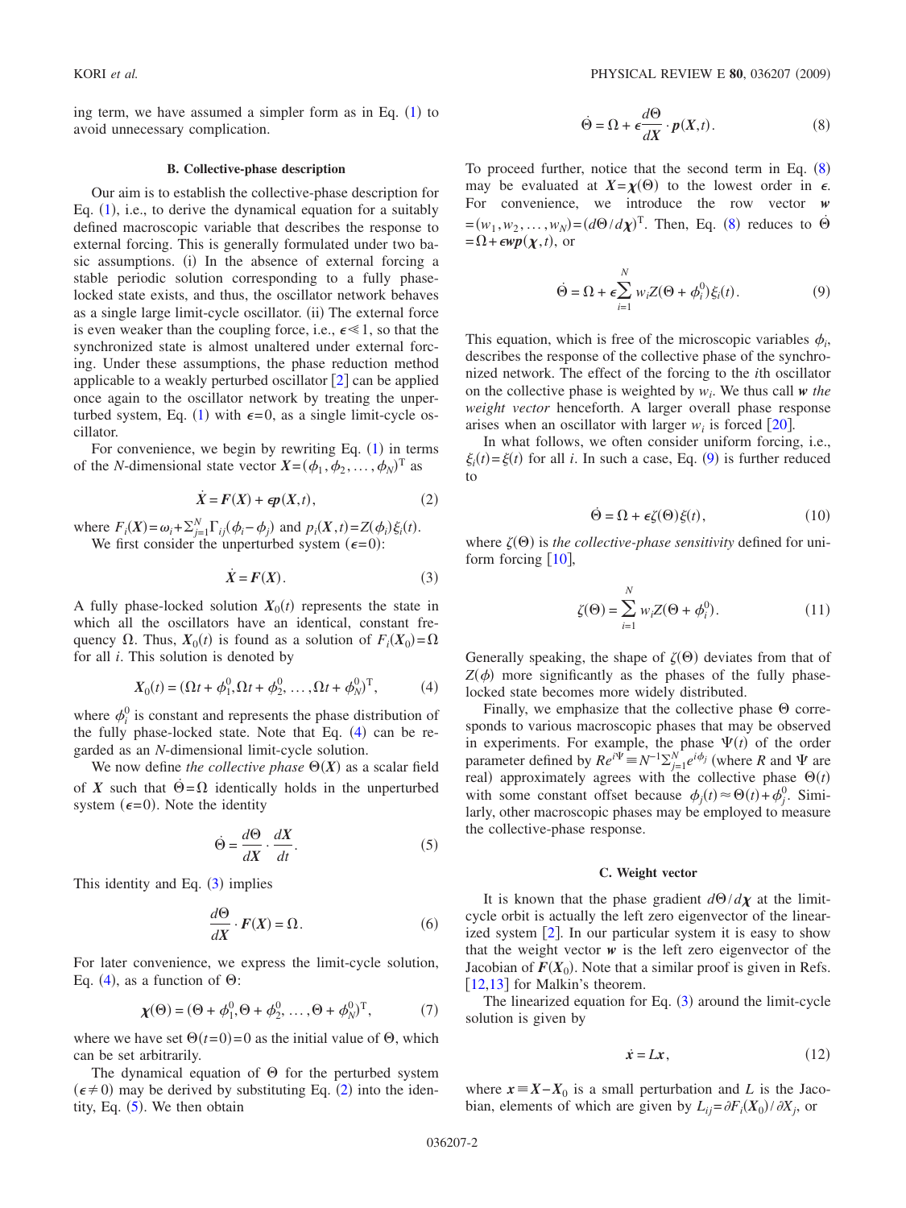ing term, we have assumed a simpler form as in Eq. (1) to avoid unnecessary complication.

### B. Collective-phase description

Our aim is to establish the collective-phase description for Eq. (1), i.e., to derive the dynamical equation for a suitably defined macroscopic variable that describes the response to external forcing. This is generally formulated under two basic assumptions. (i) In the absence of external forcing a stable periodic solution corresponding to a fully phase-locked state exists, and thus, the oscillator network behaves as a single large limit-cycle oscillator. (ii) The external force is even weaker than the coupling force, i.e., $\epsilon \ll 1$, so that the synchronized state is almost unaltered under external forcing. Under these assumptions, the phase reduction method applicable to a weakly perturbed oscillator [2] can be applied once again to the oscillator network by treating the unperturbed system, Eq. (1) with $\epsilon=0$, as a single limit-cycle oscillator.

For convenience, we begin by rewriting Eq. (1) in terms of the $N$-dimensional state vector $\boldsymbol{X}=(\phi_1,\phi_2,\ldots,\phi_N)^{\mathrm{T}}$ as

$$\dot{\boldsymbol{X}} = \boldsymbol{F}(\boldsymbol{X}) + \epsilon \boldsymbol{p}(\boldsymbol{X},t), \tag{2}$$

where $F_i(\boldsymbol{X})=\omega_i+\sum_{j=1}^{N}\Gamma_{ij}(\phi_i-\phi_j)$ and $p_i(\boldsymbol{X},t)=Z(\phi_i)\xi_i(t)$.

We first consider the unperturbed system ($\epsilon=0$):

$$\dot{\boldsymbol{X}} = \boldsymbol{F}(\boldsymbol{X}). \tag{3}$$

A fully phase-locked solution $\boldsymbol{X}_0(t)$ represents the state in which all the oscillators have an identical, constant frequency $\Omega$. Thus, $\boldsymbol{X}_0(t)$ is found as a solution of $F_i(\boldsymbol{X}_0)=\Omega$ for all $i$. This solution is denoted by

$$\boldsymbol{X}_0(t) = (\Omega t+\phi_1^0, \Omega t+\phi_2^0, \ldots, \Omega t+\phi_N^0)^{\mathrm{T}}, \tag{4}$$

where $\phi_i^0$ is constant and represents the phase distribution of the fully phase-locked state. Note that Eq. (4) can be regarded as an $N$-dimensional limit-cycle solution.

We now define *the collective phase* $\Theta(\boldsymbol{X})$ as a scalar field of $\boldsymbol{X}$ such that $\dot{\Theta}=\Omega$ identically holds in the unperturbed system ($\epsilon=0$). Note the identity

$$\dot{\Theta} = \frac{d\Theta}{d\boldsymbol{X}} \cdot \frac{d\boldsymbol{X}}{dt}. \tag{5}$$

This identity and Eq. (3) implies

$$\frac{d\Theta}{d\boldsymbol{X}} \cdot \boldsymbol{F}(\boldsymbol{X}) = \Omega. \tag{6}$$

For later convenience, we express the limit-cycle solution, Eq. (4), as a function of $\Theta$:

$$\boldsymbol{\chi}(\Theta) = (\Theta+\phi_1^0, \Theta+\phi_2^0, \ldots, \Theta+\phi_N^0)^{\mathrm{T}}, \tag{7}$$

where we have set $\Theta(t=0)=0$ as the initial value of $\Theta$, which can be set arbitrarily.

The dynamical equation of $\Theta$ for the perturbed system ($\epsilon \neq 0$) may be derived by substituting Eq. (2) into the identity, Eq. (5). We then obtain

$$\dot{\Theta} = \Omega + \epsilon \frac{d\Theta}{d\boldsymbol{X}} \cdot \boldsymbol{p}(\boldsymbol{X},t). \tag{8}$$

To proceed further, notice that the second term in Eq. (8) may be evaluated at $\boldsymbol{X}=\boldsymbol{\chi}(\Theta)$ to the lowest order in $\epsilon$. For convenience, we introduce the row vector $\boldsymbol{w}=(w_1,w_2,\ldots,w_N)=(d\Theta/d\boldsymbol{\chi})^{\mathrm{T}}$. Then, Eq. (8) reduces to $\dot{\Theta}=\Omega+\epsilon \boldsymbol{w}\boldsymbol{p}(\boldsymbol{\chi},t)$, or

$$\dot{\Theta} = \Omega + \epsilon \sum_{i=1}^{N} w_i Z(\Theta+\phi_i^0)\xi_i(t). \tag{9}$$

This equation, which is free of the microscopic variables $\phi_i$, describes the response of the collective phase of the synchronized network. The effect of the forcing to the $i$th oscillator on the collective phase is weighted by $w_i$. We thus call $\boldsymbol{w}$ *the weight vector* henceforth. A larger overall phase response arises when an oscillator with larger $w_i$ is forced [20].

In what follows, we often consider uniform forcing, i.e., $\xi_i(t)=\xi(t)$ for all $i$. In such a case, Eq. (9) is further reduced to

$$\dot{\Theta} = \Omega + \epsilon \zeta(\Theta)\xi(t), \tag{10}$$

where $\zeta(\Theta)$ is *the collective-phase sensitivity* defined for uniform forcing [10],

$$\zeta(\Theta) = \sum_{i=1}^{N} w_i Z(\Theta+\phi_i^0). \tag{11}$$

Generally speaking, the shape of $\zeta(\Theta)$ deviates from that of $Z(\phi)$ more significantly as the phases of the fully phase-locked state becomes more widely distributed.

Finally, we emphasize that the collective phase $\Theta$ corresponds to various macroscopic phases that may be observed in experiments. For example, the phase $\Psi(t)$ of the order parameter defined by $Re^{i\Psi}\equiv N^{-1}\sum_{j=1}^{N}e^{i\phi_j}$ (where $R$ and $\Psi$ are real) approximately agrees with the collective phase $\Theta(t)$ with some constant offset because $\phi_j(t)\approx\Theta(t)+\phi_j^0$. Similarly, other macroscopic phases may be employed to measure the collective-phase response.

### C. Weight vector

It is known that the phase gradient $d\Theta/d\boldsymbol{\chi}$ at the limit-cycle orbit is actually the left zero eigenvector of the linearized system [2]. In our particular system it is easy to show that the weight vector $\boldsymbol{w}$ is the left zero eigenvector of the Jacobian of $\boldsymbol{F}(\boldsymbol{X}_0)$. Note that a similar proof is given in Refs. [12,13] for Malkin's theorem.

The linearized equation for Eq. (3) around the limit-cycle solution is given by

$$\dot{\boldsymbol{x}} = L\boldsymbol{x}, \tag{12}$$

where $\boldsymbol{x}\equiv\boldsymbol{X}-\boldsymbol{X}_0$ is a small perturbation and $L$ is the Jacobian, elements of which are given by $L_{ij}=\partial F_i(\boldsymbol{X}_0)/\partial X_j$, or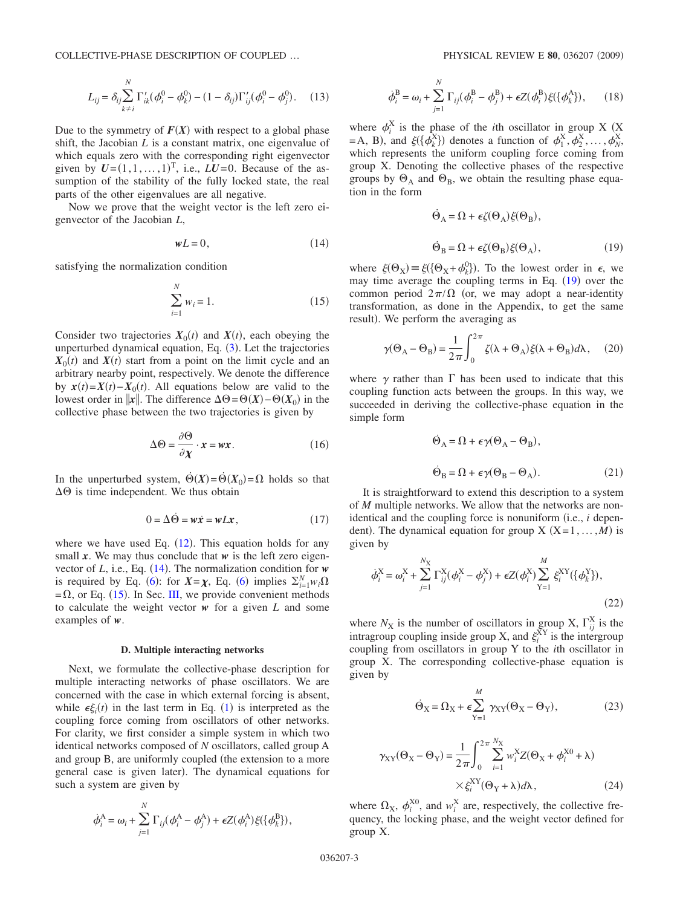$$L_{ij} = \delta_{ij} \sum_{k \neq i}^{N} \Gamma'_{ik}(\phi_i^0 - \phi_k^0) - (1 - \delta_{ij}) \Gamma'_{ij}(\phi_i^0 - \phi_j^0). \quad (13)$$

Due to the symmetry of $\boldsymbol{F}(\boldsymbol{X})$ with respect to a global phase shift, the Jacobian $L$ is a constant matrix, one eigenvalue of which equals zero with the corresponding right eigenvector given by $\boldsymbol{U} = (1, 1, \ldots, 1)^{\mathrm{T}}$, i.e., $L\boldsymbol{U} = 0$. Because of the assumption of the stability of the fully locked state, the real parts of the other eigenvalues are all negative.

Now we prove that the weight vector is the left zero eigenvector of the Jacobian $L$,

$$\boldsymbol{w} L = 0, \quad (14)$$

satisfying the normalization condition

$$\sum_{i=1}^{N} w_i = 1. \quad (15)$$

Consider two trajectories $\boldsymbol{X}_0(t)$ and $\boldsymbol{X}(t)$, each obeying the unperturbed dynamical equation, Eq. (3). Let the trajectories $\boldsymbol{X}_0(t)$ and $\boldsymbol{X}(t)$ start from a point on the limit cycle and an arbitrary nearby point, respectively. We denote the difference by $\boldsymbol{x}(t) = \boldsymbol{X}(t) - \boldsymbol{X}_0(t)$. All equations below are valid to the lowest order in $\|\boldsymbol{x}\|$. The difference $\Delta\Theta = \Theta(\boldsymbol{X}) - \Theta(\boldsymbol{X}_0)$ in the collective phase between the two trajectories is given by

$$\Delta\Theta = \frac{\partial \Theta}{\partial \boldsymbol{\chi}} \cdot \boldsymbol{x} = \boldsymbol{w}\boldsymbol{x}. \quad (16)$$

In the unperturbed system, $\dot{\Theta}(\boldsymbol{X}) = \dot{\Theta}(\boldsymbol{X}_0) = \Omega$ holds so that $\Delta\Theta$ is time independent. We thus obtain

$$0 = \Delta\dot{\Theta} = \boldsymbol{w}\dot{\boldsymbol{x}} = \boldsymbol{w} L \boldsymbol{x}, \quad (17)$$

where we have used Eq. (12). This equation holds for any small $\boldsymbol{x}$. We may thus conclude that $\boldsymbol{w}$ is the left zero eigenvector of $L$, i.e., Eq. (14). The normalization condition for $\boldsymbol{w}$ is required by Eq. (6): for $\boldsymbol{X} = \boldsymbol{\chi}$, Eq. (6) implies $\sum_{i=1}^{N} w_i \Omega = \Omega$, or Eq. (15). In Sec. III, we provide convenient methods to calculate the weight vector $\boldsymbol{w}$ for a given $L$ and some examples of $\boldsymbol{w}$.

### D. Multiple interacting networks

Next, we formulate the collective-phase description for multiple interacting networks of phase oscillators. We are concerned with the case in which external forcing is absent, while $\epsilon \xi_i(t)$ in the last term in Eq. (1) is interpreted as the coupling force coming from oscillators of other networks. For clarity, we first consider a simple system in which two identical networks composed of $N$ oscillators, called group A and group B, are uniformly coupled (the extension to a more general case is given later). The dynamical equations for such a system are given by

$$\dot{\phi}_i^{\mathrm{A}} = \omega_i + \sum_{j=1}^{N} \Gamma_{ij}(\phi_i^{\mathrm{A}} - \phi_j^{\mathrm{A}}) + \epsilon Z(\phi_i^{\mathrm{A}}) \xi(\{\phi_k^{\mathrm{B}}\}),$$

$$\dot{\phi}_i^{\mathrm{B}} = \omega_i + \sum_{j=1}^{N} \Gamma_{ij}(\phi_i^{\mathrm{B}} - \phi_j^{\mathrm{B}}) + \epsilon Z(\phi_i^{\mathrm{B}}) \xi(\{\phi_k^{\mathrm{A}}\}), \quad (18)$$

where $\phi_i^{\mathrm{X}}$ is the phase of the $i$th oscillator in group X (X = A, B), and $\xi(\{\phi_k^{\mathrm{X}}\})$ denotes a function of $\phi_1^{\mathrm{X}}, \phi_2^{\mathrm{X}}, \ldots, \phi_N^{\mathrm{X}}$, which represents the uniform coupling force coming from group X. Denoting the collective phases of the respective groups by $\Theta_{\mathrm{A}}$ and $\Theta_{\mathrm{B}}$, we obtain the resulting phase equation in the form

$$\dot{\Theta}_{\mathrm{A}} = \Omega + \epsilon \zeta(\Theta_{\mathrm{A}}) \xi(\Theta_{\mathrm{B}}),$$

$$\dot{\Theta}_{\mathrm{B}} = \Omega + \epsilon \zeta(\Theta_{\mathrm{B}}) \xi(\Theta_{\mathrm{A}}), \quad (19)$$

where $\xi(\Theta_{\mathrm{X}}) \equiv \xi(\{\Theta_{\mathrm{X}} + \phi_k^0\})$. To the lowest order in $\epsilon$, we may time average the coupling terms in Eq. (19) over the common period $2\pi/\Omega$ (or, we may adopt a near-identity transformation, as done in the Appendix, to get the same result). We perform the averaging as

$$\gamma(\Theta_{\mathrm{A}} - \Theta_{\mathrm{B}}) = \frac{1}{2\pi} \int_0^{2\pi} \zeta(\lambda + \Theta_{\mathrm{A}}) \xi(\lambda + \Theta_{\mathrm{B}}) d\lambda, \quad (20)$$

where $\gamma$ rather than $\Gamma$ has been used to indicate that this coupling function acts between the groups. In this way, we succeeded in deriving the collective-phase equation in the simple form

$$\dot{\Theta}_{\mathrm{A}} = \Omega + \epsilon \gamma(\Theta_{\mathrm{A}} - \Theta_{\mathrm{B}}),$$

$$\dot{\Theta}_{\mathrm{B}} = \Omega + \epsilon \gamma(\Theta_{\mathrm{B}} - \Theta_{\mathrm{A}}). \quad (21)$$

It is straightforward to extend this description to a system of $M$ multiple networks. We allow that the networks are nonidentical and the coupling force is nonuniform (i.e., $i$ dependent). The dynamical equation for group X (X = 1, ..., $M$) is given by

$$\dot{\phi}_i^{\mathrm{X}} = \omega_i^{\mathrm{X}} + \sum_{j=1}^{N_{\mathrm{X}}} \Gamma_{ij}^{\mathrm{X}}(\phi_i^{\mathrm{X}} - \phi_j^{\mathrm{X}}) + \epsilon Z(\phi_i^{\mathrm{X}}) \sum_{\mathrm{Y}=1}^{M} \xi_i^{\mathrm{XY}}(\{\phi_k^{\mathrm{Y}}\}), \quad (22)$$

where $N_{\mathrm{X}}$ is the number of oscillators in group X, $\Gamma_{ij}^{\mathrm{X}}$ is the intragroup coupling inside group X, and $\xi_i^{\mathrm{XY}}$ is the intergroup coupling from oscillators in group Y to the $i$th oscillator in group X. The corresponding collective-phase equation is given by

$$\dot{\Theta}_{\mathrm{X}} = \Omega_{\mathrm{X}} + \epsilon \sum_{\mathrm{Y}=1}^{M} \gamma_{\mathrm{XY}}(\Theta_{\mathrm{X}} - \Theta_{\mathrm{Y}}), \quad (23)$$

$$\gamma_{\mathrm{XY}}(\Theta_{\mathrm{X}} - \Theta_{\mathrm{Y}}) = \frac{1}{2\pi} \int_0^{2\pi} \sum_{i=1}^{N_{\mathrm{X}}} w_i^{\mathrm{X}} Z(\Theta_{\mathrm{X}} + \phi_i^{\mathrm{X}0} + \lambda) \times \xi_i^{\mathrm{XY}}(\Theta_{\mathrm{Y}} + \lambda) d\lambda, \quad (24)$$

where $\Omega_{\mathrm{X}}$, $\phi_i^{\mathrm{X}0}$, and $w_i^{\mathrm{X}}$ are, respectively, the collective frequency, the locking phase, and the weight vector defined for group X.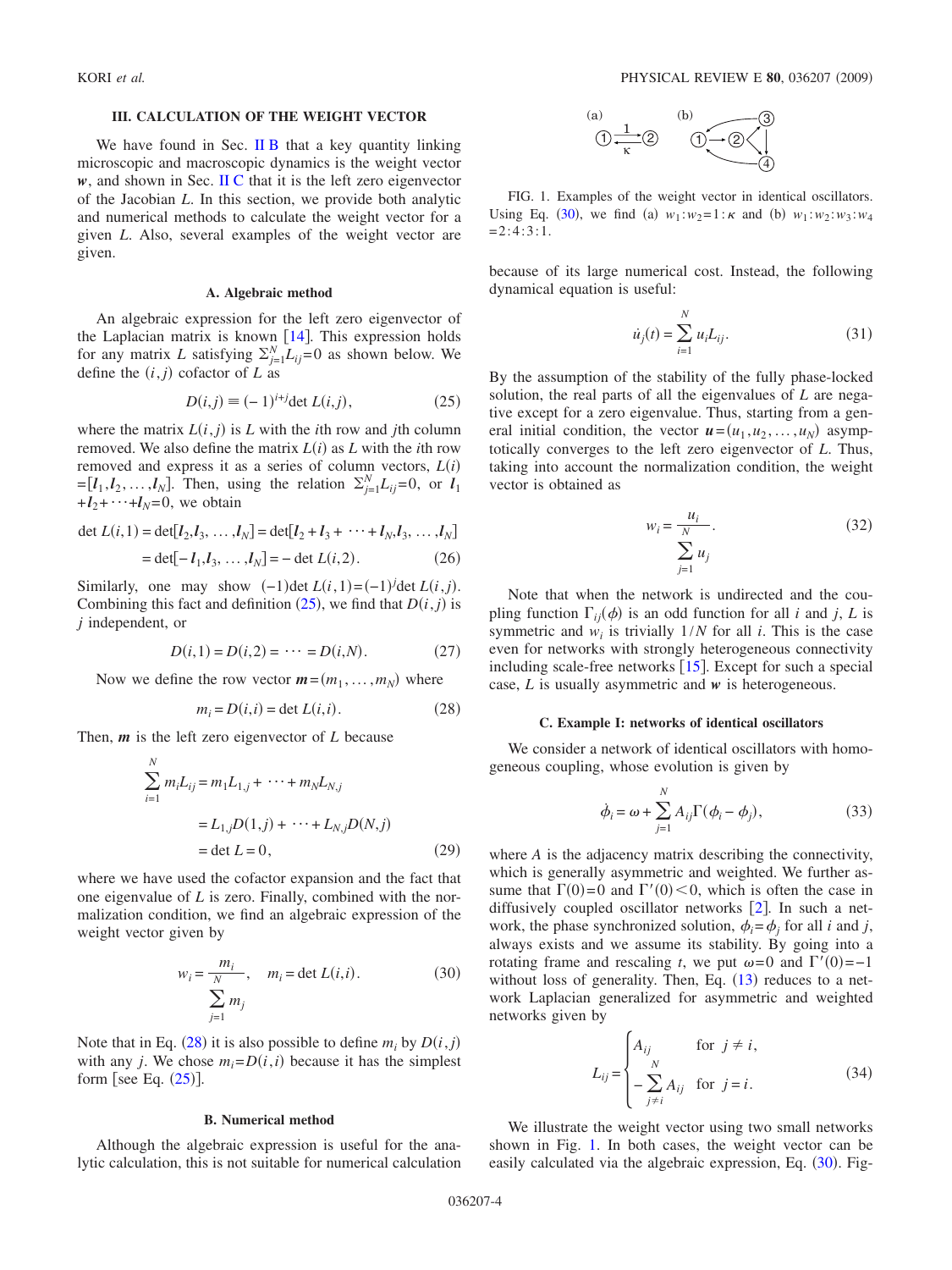## III. CALCULATION OF THE WEIGHT VECTOR

We have found in Sec. II B that a key quantity linking microscopic and macroscopic dynamics is the weight vector $\boldsymbol{w}$, and shown in Sec. II C that it is the left zero eigenvector of the Jacobian $L$. In this section, we provide both analytic and numerical methods to calculate the weight vector for a given $L$. Also, several examples of the weight vector are given.

### A. Algebraic method

An algebraic expression for the left zero eigenvector of the Laplacian matrix is known [14]. This expression holds for any matrix $L$ satisfying $\sum_{j=1}^{N} L_{ij}=0$ as shown below. We define the $(i,j)$ cofactor of $L$ as

$$D(i,j) \equiv (-1)^{i+j} \det L(i,j), \tag{25}$$

where the matrix $L(i,j)$ is $L$ with the $i$th row and $j$th column removed. We also define the matrix $L(i)$ as $L$ with the $i$th row removed and express it as a series of column vectors, $L(i) = [\boldsymbol{l}_1, \boldsymbol{l}_2, \ldots, \boldsymbol{l}_N]$. Then, using the relation $\sum_{j=1}^{N} L_{ij}=0$, or $\boldsymbol{l}_1 + \boldsymbol{l}_2 + \cdots + \boldsymbol{l}_N = 0$, we obtain

$$\begin{aligned} \det L(i,1) &= \det[\boldsymbol{l}_2, \boldsymbol{l}_3, \ldots, \boldsymbol{l}_N] = \det[\boldsymbol{l}_2 + \boldsymbol{l}_3 + \cdots + \boldsymbol{l}_N, \boldsymbol{l}_3, \ldots, \boldsymbol{l}_N] \\ &= \det[-\boldsymbol{l}_1, \boldsymbol{l}_3, \ldots, \boldsymbol{l}_N] = -\det L(i,2). \end{aligned} \tag{26}$$

Similarly, one may show $(-1)\det L(i,1) = (-1)^j \det L(i,j)$. Combining this fact and definition (25), we find that $D(i,j)$ is $j$ independent, or

$$D(i,1) = D(i,2) = \cdots = D(i,N). \tag{27}$$

Now we define the row vector $\boldsymbol{m} = (m_1, \ldots, m_N)$ where

$$m_i = D(i,i) = \det L(i,i). \tag{28}$$

Then, $\boldsymbol{m}$ is the left zero eigenvector of $L$ because

$$\begin{aligned} \sum_{i=1}^{N} m_i L_{ij} &= m_1 L_{1,j} + \cdots + m_N L_{N,j} \\ &= L_{1,j} D(1,j) + \cdots + L_{N,j} D(N,j) \\ &= \det L = 0, \end{aligned} \tag{29}$$

where we have used the cofactor expansion and the fact that one eigenvalue of $L$ is zero. Finally, combined with the normalization condition, we find an algebraic expression of the weight vector given by

$$w_i = \frac{m_i}{\sum_{j=1}^{N} m_j}, \quad m_i = \det L(i,i). \tag{30}$$

Note that in Eq. (28) it is also possible to define $m_i$ by $D(i,j)$ with any $j$. We chose $m_i = D(i,i)$ because it has the simplest form [see Eq. (25)].

### B. Numerical method

Although the algebraic expression is useful for the analytic calculation, this is not suitable for numerical calculation because of its large numerical cost. Instead, the following dynamical equation is useful:

$$\dot{u}_j(t) = \sum_{i=1}^{N} u_i L_{ij}. \tag{31}$$

By the assumption of the stability of the fully phase-locked solution, the real parts of all the eigenvalues of $L$ are negative except for a zero eigenvalue. Thus, starting from a general initial condition, the vector $\boldsymbol{u} = (u_1, u_2, \ldots, u_N)$ asymptotically converges to the left zero eigenvector of $L$. Thus, taking into account the normalization condition, the weight vector is obtained as

$$w_i = \frac{u_i}{\sum_{j=1}^{N} u_j}. \tag{32}$$

Note that when the network is undirected and the coupling function $\Gamma_{ij}(\phi)$ is an odd function for all $i$ and $j$, $L$ is symmetric and $w_i$ is trivially $1/N$ for all $i$. This is the case even for networks with strongly heterogeneous connectivity including scale-free networks [15]. Except for such a special case, $L$ is usually asymmetric and $\boldsymbol{w}$ is heterogeneous.

### C. Example I: networks of identical oscillators

We consider a network of identical oscillators with homogeneous coupling, whose evolution is given by

$$\dot{\phi}_i = \omega + \sum_{j=1}^{N} A_{ij} \Gamma(\phi_i - \phi_j), \tag{33}$$

where $A$ is the adjacency matrix describing the connectivity, which is generally asymmetric and weighted. We further assume that $\Gamma(0)=0$ and $\Gamma'(0)<0$, which is often the case in diffusively coupled oscillator networks [2]. In such a network, the phase synchronized solution, $\phi_i = \phi_j$ for all $i$ and $j$, always exists and we assume its stability. By going into a rotating frame and rescaling $t$, we put $\omega=0$ and $\Gamma'(0)=-1$ without loss of generality. Then, Eq. (13) reduces to a network Laplacian generalized for asymmetric and weighted networks given by

$$L_{ij} = \begin{cases} A_{ij} & \text{for } j \neq i, \\ -\sum_{j \neq i}^{N} A_{ij} & \text{for } j = i. \end{cases} \tag{34}$$

We illustrate the weight vector using two small networks shown in Fig. 1. In both cases, the weight vector can be easily calculated via the algebraic expression, Eq. (30). Fig-

FIG. 1. Examples of the weight vector in identical oscillators. Using Eq. (30), we find (a) $w_1 : w_2 = 1 : \kappa$ and (b) $w_1 : w_2 : w_3 : w_4 = 2 : 4 : 3 : 1$.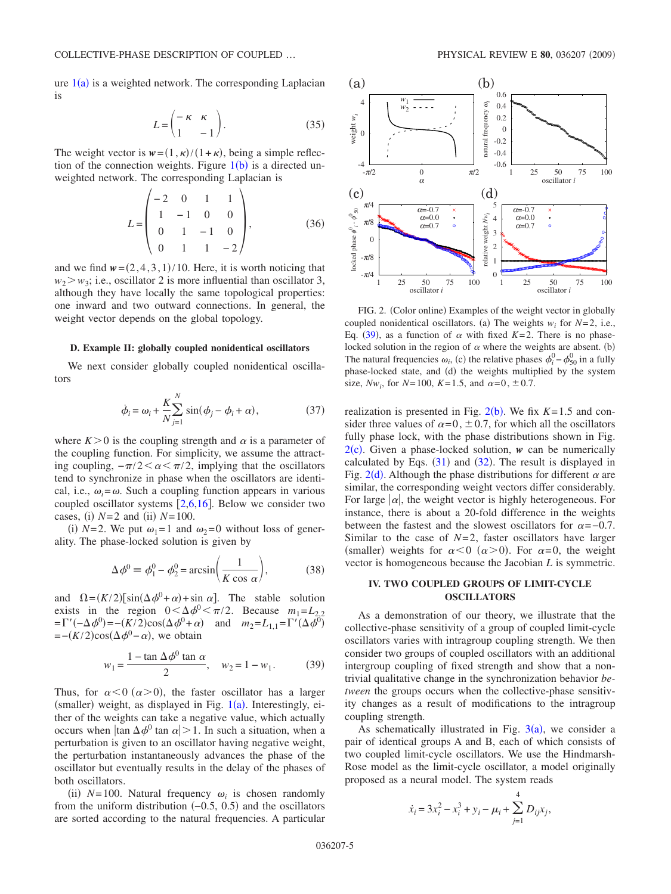ure 1(a) is a weighted network. The corresponding Laplacian is

$$L = \begin{pmatrix} -\kappa & \kappa \\ 1 & -1 \end{pmatrix}. \tag{35}$$

The weight vector is $\boldsymbol{w} = (1, \kappa)/(1+\kappa)$, being a simple reflection of the connection weights. Figure 1(b) is a directed unweighted network. The corresponding Laplacian is

$$L = \begin{pmatrix} -2 & 0 & 1 & 1 \\ 1 & -1 & 0 & 0 \\ 0 & 1 & -1 & 0 \\ 0 & 1 & 1 & -2 \end{pmatrix}, \tag{36}$$

and we find $\boldsymbol{w} = (2,4,3,1)/10$. Here, it is worth noticing that $w_2 > w_3$; i.e., oscillator 2 is more influential than oscillator 3, although they have locally the same topological properties: one inward and two outward connections. In general, the weight vector depends on the global topology.

### D. Example II: globally coupled nonidentical oscillators

We next consider globally coupled nonidentical oscillators

$$\dot{\phi}_i = \omega_i + \frac{K}{N}\sum_{j=1}^{N} \sin(\phi_j - \phi_i + \alpha), \tag{37}$$

where $K > 0$ is the coupling strength and $\alpha$ is a parameter of the coupling function. For simplicity, we assume the attracting coupling, $-\pi/2 < \alpha < \pi/2$, implying that the oscillators tend to synchronize in phase when the oscillators are identical, i.e., $\omega_i = \omega$. Such a coupling function appears in various coupled oscillator systems [2,6,16]. Below we consider two cases, (i) $N=2$ and (ii) $N=100$.

(i) $N=2$. We put $\omega_1 = 1$ and $\omega_2 = 0$ without loss of generality. The phase-locked solution is given by

$$\Delta\phi^0 \equiv \phi_1^0 - \phi_2^0 = \arcsin\left(\frac{1}{K\cos\alpha}\right), \tag{38}$$

and $\Omega = (K/2)[\sin(\Delta\phi^0 + \alpha) + \sin\alpha]$. The stable solution exists in the region $0 < \Delta\phi^0 < \pi/2$. Because $m_1 = L_{2,2} = \Gamma'(-\Delta\phi^0) = -(K/2)\cos(\Delta\phi^0 + \alpha)$ and $m_2 = L_{1,1} = \Gamma'(\Delta\phi^0) = -(K/2)\cos(\Delta\phi^0 - \alpha)$, we obtain

$$w_1 = \frac{1 - \tan\Delta\phi^0 \tan\alpha}{2}, \quad w_2 = 1 - w_1. \tag{39}$$

Thus, for $\alpha < 0$ ($\alpha > 0$), the faster oscillator has a larger (smaller) weight, as displayed in Fig. 1(a). Interestingly, either of the weights can take a negative value, which actually occurs when $|\tan\Delta\phi^0 \tan\alpha| > 1$. In such a situation, when a perturbation is given to an oscillator having negative weight, the perturbation instantaneously advances the phase of the oscillator but eventually results in the delay of the phases of both oscillators.

(ii) $N=100$. Natural frequency $\omega_i$ is chosen randomly from the uniform distribution $(-0.5, 0.5)$ and the oscillators are sorted according to the natural frequencies. A particular realization is presented in Fig. 2(b). We fix $K=1.5$ and consider three values of $\alpha = 0, \pm 0.7$, for which all the oscillators fully phase lock, with the phase distributions shown in Fig. 2(c). Given a phase-locked solution, $\boldsymbol{w}$ can be numerically calculated by Eqs. (31) and (32). The result is displayed in Fig. 2(d). Although the phase distributions for different $\alpha$ are similar, the corresponding weight vectors differ considerably. For large $|\alpha|$, the weight vector is highly heterogeneous. For instance, there is about a 20-fold difference in the weights between the fastest and the slowest oscillators for $\alpha = -0.7$. Similar to the case of $N=2$, faster oscillators have larger (smaller) weights for $\alpha < 0$ ($\alpha > 0$). For $\alpha = 0$, the weight vector is homogeneous because the Jacobian $L$ is symmetric.

FIG. 2. (Color online) Examples of the weight vector in globally coupled nonidentical oscillators. (a) The weights $w_i$ for $N=2$, i.e., Eq. (39), as a function of $\alpha$ with fixed $K=2$. There is no phase-locked solution in the region of $\alpha$ where the weights are absent. (b) The natural frequencies $\omega_i$, (c) the relative phases $\phi_i^0 - \phi_{50}^0$ in a fully phase-locked state, and (d) the weights multiplied by the system size, $Nw_i$, for $N=100$, $K=1.5$, and $\alpha = 0, \pm 0.7$.

## IV. TWO COUPLED GROUPS OF LIMIT-CYCLE OSCILLATORS

As a demonstration of our theory, we illustrate that the collective-phase sensitivity of a group of coupled limit-cycle oscillators varies with intragroup coupling strength. We then consider two groups of coupled oscillators with an additional intergroup coupling of fixed strength and show that a nontrivial qualitative change in the synchronization behavior *between* the groups occurs when the collective-phase sensitivity changes as a result of modifications to the intragroup coupling strength.

As schematically illustrated in Fig. 3(a), we consider a pair of identical groups A and B, each of which consists of two coupled limit-cycle oscillators. We use the Hindmarsh-Rose model as the limit-cycle oscillator, a model originally proposed as a neural model. The system reads

$$\dot{x}_i = 3x_i^2 - x_i^3 + y_i - \mu_i + \sum_{j=1}^{4} D_{ij} x_j,$$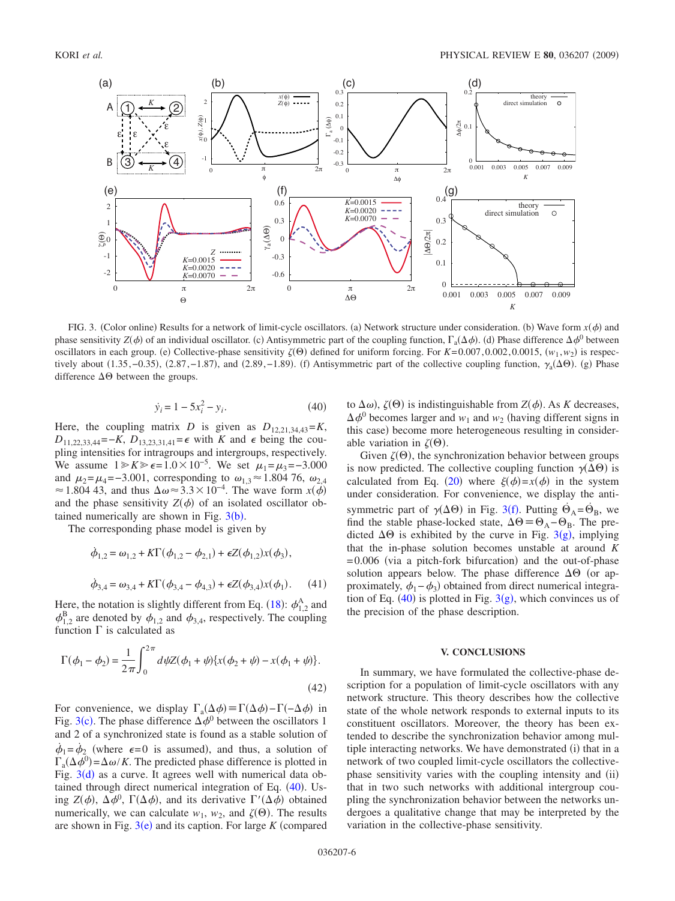FIG. 3. (Color online) Results for a network of limit-cycle oscillators. (a) Network structure under consideration. (b) Wave form $x(\phi)$ and phase sensitivity $Z(\phi)$ of an individual oscillator. (c) Antisymmetric part of the coupling function, $\Gamma_a(\Delta\phi)$. (d) Phase difference $\Delta\phi^0$ between oscillators in each group. (e) Collective-phase sensitivity $\zeta(\Theta)$ defined for uniform forcing. For $K=0.007, 0.002, 0.0015$, $(w_1, w_2)$ is respectively about $(1.35, -0.35)$, $(2.87, -1.87)$, and $(2.89, -1.89)$. (f) Antisymmetric part of the collective coupling function, $\gamma_a(\Delta\Theta)$. (g) Phase difference $\Delta\Theta$ between the groups.

$$\dot{y}_i = 1 - 5x_i^2 - y_i. \tag{40}$$

Here, the coupling matrix $D$ is given as $D_{12,21,34,43}=K$, $D_{11,22,33,44}=-K$, $D_{13,23,31,41}=\epsilon$ with $K$ and $\epsilon$ being the coupling intensities for intragroups and intergroups, respectively. We assume $1 \gg K \gg \epsilon = 1.0\times 10^{-5}$. We set $\mu_1=\mu_3=-3.000$ and $\mu_2=\mu_4=-3.001$, corresponding to $\omega_{1,3}\approx 1.804\,76$, $\omega_{2,4}\approx 1.804\,43$, and thus $\Delta\omega \approx 3.3\times 10^{-4}$. The wave form $x(\phi)$ and the phase sensitivity $Z(\phi)$ of an isolated oscillator obtained numerically are shown in Fig. 3(b).

The corresponding phase model is given by

$$\dot{\phi}_{1,2} = \omega_{1,2} + K\Gamma(\phi_{1,2}-\phi_{2,1}) + \epsilon Z(\phi_{1,2})x(\phi_3),$$

$$\dot{\phi}_{3,4} = \omega_{3,4} + K\Gamma(\phi_{3,4}-\phi_{4,3}) + \epsilon Z(\phi_{3,4})x(\phi_1). \tag{41}$$

Here, the notation is slightly different from Eq. (18): $\phi_{1,2}^{A}$ and $\phi_{1,2}^{B}$ are denoted by $\phi_{1,2}$ and $\phi_{3,4}$, respectively. The coupling function $\Gamma$ is calculated as

$$\Gamma(\phi_1-\phi_2) = \frac{1}{2\pi}\int_0^{2\pi} d\psi Z(\phi_1+\psi)\{x(\phi_2+\psi)-x(\phi_1+\psi)\}. \tag{42}$$

For convenience, we display $\Gamma_a(\Delta\phi)\equiv\Gamma(\Delta\phi)-\Gamma(-\Delta\phi)$ in Fig. 3(c). The phase difference $\Delta\phi^0$ between the oscillators 1 and 2 of a synchronized state is found as a stable solution of $\dot{\phi}_1=\dot{\phi}_2$ (where $\epsilon=0$ is assumed), and thus, a solution of $\Gamma_a(\Delta\phi^0)=\Delta\omega/K$. The predicted phase difference is plotted in Fig. 3(d) as a curve. It agrees well with numerical data obtained through direct numerical integration of Eq. (40). Using $Z(\phi)$, $\Delta\phi^0$, $\Gamma(\Delta\phi)$, and its derivative $\Gamma'(\Delta\phi)$ obtained numerically, we can calculate $w_1$, $w_2$, and $\zeta(\Theta)$. The results are shown in Fig. 3(e) and its caption. For large $K$ (compared to $\Delta\omega$), $\zeta(\Theta)$ is indistinguishable from $Z(\phi)$. As $K$ decreases, $\Delta\phi^0$ becomes larger and $w_1$ and $w_2$ (having different signs in this case) become more heterogeneous resulting in considerable variation in $\zeta(\Theta)$.

Given $\zeta(\Theta)$, the synchronization behavior between groups is now predicted. The collective coupling function $\gamma(\Delta\Theta)$ is calculated from Eq. (20) where $\xi(\phi)=x(\phi)$ in the system under consideration. For convenience, we display the antisymmetric part of $\gamma(\Delta\Theta)$ in Fig. 3(f). Putting $\dot{\Theta}_A=\dot{\Theta}_B$, we find the stable phase-locked state, $\Delta\Theta\equiv\Theta_A-\Theta_B$. The predicted $\Delta\Theta$ is exhibited by the curve in Fig. 3(g), implying that the in-phase solution becomes unstable at around $K=0.006$ (via a pitch-fork bifurcation) and the out-of-phase solution appears below. The phase difference $\Delta\Theta$ (or approximately, $\phi_1-\phi_3$) obtained from direct numerical integration of Eq. (40) is plotted in Fig. 3(g), which convinces us of the precision of the phase description.

## V. CONCLUSIONS

In summary, we have formulated the collective-phase description for a population of limit-cycle oscillators with any network structure. This theory describes how the collective state of the whole network responds to external inputs to its constituent oscillators. Moreover, the theory has been extended to describe the synchronization behavior among multiple interacting networks. We have demonstrated (i) that in a network of two coupled limit-cycle oscillators the collective-phase sensitivity varies with the coupling intensity and (ii) that in two such networks with additional intergroup coupling the synchronization behavior between the networks undergoes a qualitative change that may be interpreted by the variation in the collective-phase sensitivity.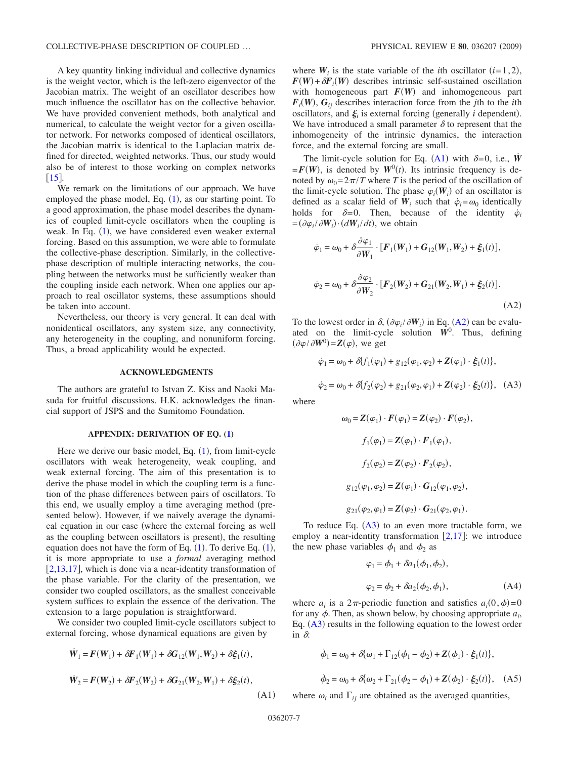A key quantity linking individual and collective dynamics is the weight vector, which is the left-zero eigenvector of the Jacobian matrix. The weight of an oscillator describes how much influence the oscillator has on the collective behavior. We have provided convenient methods, both analytical and numerical, to calculate the weight vector for a given oscillator network. For networks composed of identical oscillators, the Jacobian matrix is identical to the Laplacian matrix defined for directed, weighted networks. Thus, our study would also be of interest to those working on complex networks [15].

We remark on the limitations of our approach. We have employed the phase model, Eq. (1), as our starting point. To a good approximation, the phase model describes the dynamics of coupled limit-cycle oscillators when the coupling is weak. In Eq. (1), we have considered even weaker external forcing. Based on this assumption, we were able to formulate the collective-phase description. Similarly, in the collective-phase description of multiple interacting networks, the coupling between the networks must be sufficiently weaker than the coupling inside each network. When one applies our approach to real oscillator systems, these assumptions should be taken into account.

Nevertheless, our theory is very general. It can deal with nonidentical oscillators, any system size, any connectivity, any heterogeneity in the coupling, and nonuniform forcing. Thus, a broad applicability would be expected.

### ACKNOWLEDGMENTS

The authors are grateful to Istvan Z. Kiss and Naoki Masuda for fruitful discussions. H.K. acknowledges the financial support of JSPS and the Sumitomo Foundation.

### APPENDIX: DERIVATION OF EQ. (1)

Here we derive our basic model, Eq. (1), from limit-cycle oscillators with weak heterogeneity, weak coupling, and weak external forcing. The aim of this presentation is to derive the phase model in which the coupling term is a function of the phase differences between pairs of oscillators. To this end, we usually employ a time averaging method (presented below). However, if we naively average the dynamical equation in our case (where the external forcing as well as the coupling between oscillators is present), the resulting equation does not have the form of Eq. (1). To derive Eq. (1), it is more appropriate to use a *formal* averaging method [2,13,17], which is done via a near-identity transformation of the phase variable. For the clarity of the presentation, we consider two coupled oscillators, as the smallest conceivable system suffices to explain the essence of the derivation. The extension to a large population is straightforward.

We consider two coupled limit-cycle oscillators subject to external forcing, whose dynamical equations are given by

$$\dot{\boldsymbol{W}}_1 = \boldsymbol{F}(\boldsymbol{W}_1) + \delta \boldsymbol{F}_1(\boldsymbol{W}_1) + \delta \boldsymbol{G}_{12}(\boldsymbol{W}_1, \boldsymbol{W}_2) + \delta \boldsymbol{\xi}_1(t),$$

$$\dot{\boldsymbol{W}}_2 = \boldsymbol{F}(\boldsymbol{W}_2) + \delta \boldsymbol{F}_2(\boldsymbol{W}_2) + \delta \boldsymbol{G}_{21}(\boldsymbol{W}_2, \boldsymbol{W}_1) + \delta \boldsymbol{\xi}_2(t), \tag{A1}$$

where $\boldsymbol{W}_i$ is the state variable of the $i$th oscillator ($i=1,2$), $\boldsymbol{F}(\boldsymbol{W}) + \delta \boldsymbol{F}_i(\boldsymbol{W})$ describes intrinsic self-sustained oscillation with homogeneous part $\boldsymbol{F}(\boldsymbol{W})$ and inhomogeneous part $\boldsymbol{F}_i(\boldsymbol{W})$, $\boldsymbol{G}_{ij}$ describes interaction force from the $j$th to the $i$th oscillators, and $\boldsymbol{\xi}_i$ is external forcing (generally $i$ dependent). We have introduced a small parameter $\delta$ to represent that the inhomogeneity of the intrinsic dynamics, the interaction force, and the external forcing are small.

The limit-cycle solution for Eq. (A1) with $\delta=0$, i.e., $\dot{\boldsymbol{W}} = \boldsymbol{F}(\boldsymbol{W})$, is denoted by $\boldsymbol{W}^0(t)$. Its intrinsic frequency is denoted by $\omega_0 = 2\pi/T$ where $T$ is the period of the oscillation of the limit-cycle solution. The phase $\varphi_i(\boldsymbol{W}_i)$ of an oscillator is defined as a scalar field of $\boldsymbol{W}_i$ such that $\dot{\varphi}_i = \omega_0$ identically holds for $\delta=0$. Then, because of the identity $\dot{\varphi}_i = (\partial \varphi_i / \partial \boldsymbol{W}_i) \cdot (d\boldsymbol{W}_i/dt)$, we obtain

$$\dot{\varphi}_1 = \omega_0 + \delta \frac{\partial \varphi_1}{\partial \boldsymbol{W}_1} \cdot [\boldsymbol{F}_1(\boldsymbol{W}_1) + \boldsymbol{G}_{12}(\boldsymbol{W}_1, \boldsymbol{W}_2) + \boldsymbol{\xi}_1(t)],$$

$$\dot{\varphi}_2 = \omega_0 + \delta \frac{\partial \varphi_2}{\partial \boldsymbol{W}_2} \cdot [\boldsymbol{F}_2(\boldsymbol{W}_2) + \boldsymbol{G}_{21}(\boldsymbol{W}_2, \boldsymbol{W}_1) + \boldsymbol{\xi}_2(t)]. \tag{A2}$$

To the lowest order in $\delta$, $(\partial \varphi_i / \partial \boldsymbol{W}_i)$ in Eq. (A2) can be evaluated on the limit-cycle solution $\boldsymbol{W}^0$. Thus, defining $(\partial \varphi / \partial \boldsymbol{W}^0) = \boldsymbol{Z}(\varphi)$, we get

$$\dot{\varphi}_1 = \omega_0 + \delta \{ f_1(\varphi_1) + g_{12}(\varphi_1, \varphi_2) + \boldsymbol{Z}(\varphi_1) \cdot \boldsymbol{\xi}_1(t) \},$$

$$\dot{\varphi}_2 = \omega_0 + \delta \{ f_2(\varphi_2) + g_{21}(\varphi_2, \varphi_1) + \boldsymbol{Z}(\varphi_2) \cdot \boldsymbol{\xi}_2(t) \}, \tag{A3}$$

where

$$\omega_0 = \boldsymbol{Z}(\varphi_1) \cdot \boldsymbol{F}(\varphi_1) = \boldsymbol{Z}(\varphi_2) \cdot \boldsymbol{F}(\varphi_2),$$

$$f_1(\varphi_1) = \boldsymbol{Z}(\varphi_1) \cdot \boldsymbol{F}_1(\varphi_1),$$

$$f_2(\varphi_2) = \boldsymbol{Z}(\varphi_2) \cdot \boldsymbol{F}_2(\varphi_2),$$

$$g_{12}(\varphi_1, \varphi_2) = \boldsymbol{Z}(\varphi_1) \cdot \boldsymbol{G}_{12}(\varphi_1, \varphi_2),$$

$$g_{21}(\varphi_2, \varphi_1) = \boldsymbol{Z}(\varphi_2) \cdot \boldsymbol{G}_{21}(\varphi_2, \varphi_1).$$

To reduce Eq. (A3) to an even more tractable form, we employ a near-identity transformation [2,17]: we introduce the new phase variables $\phi_1$ and $\phi_2$ as

$$\varphi_1 = \phi_1 + \delta a_1(\phi_1, \phi_2),$$

$$\varphi_2 = \phi_2 + \delta a_2(\phi_2, \phi_1), \tag{A4}$$

where $a_i$ is a $2\pi$-periodic function and satisfies $a_i(0, \phi) = 0$ for any $\phi$. Then, as shown below, by choosing appropriate $a_i$, Eq. (A3) results in the following equation to the lowest order in $\delta$:

$$\dot{\phi}_1 = \omega_0 + \delta \{ \omega_1 + \Gamma_{12}(\phi_1 - \phi_2) + \boldsymbol{Z}(\phi_1) \cdot \boldsymbol{\xi}_1(t) \},$$

$$\dot{\phi}_2 = \omega_0 + \delta \{ \omega_2 + \Gamma_{21}(\phi_2 - \phi_1) + \boldsymbol{Z}(\phi_2) \cdot \boldsymbol{\xi}_2(t) \}, \tag{A5}$$

where $\omega_i$ and $\Gamma_{ij}$ are obtained as the averaged quantities,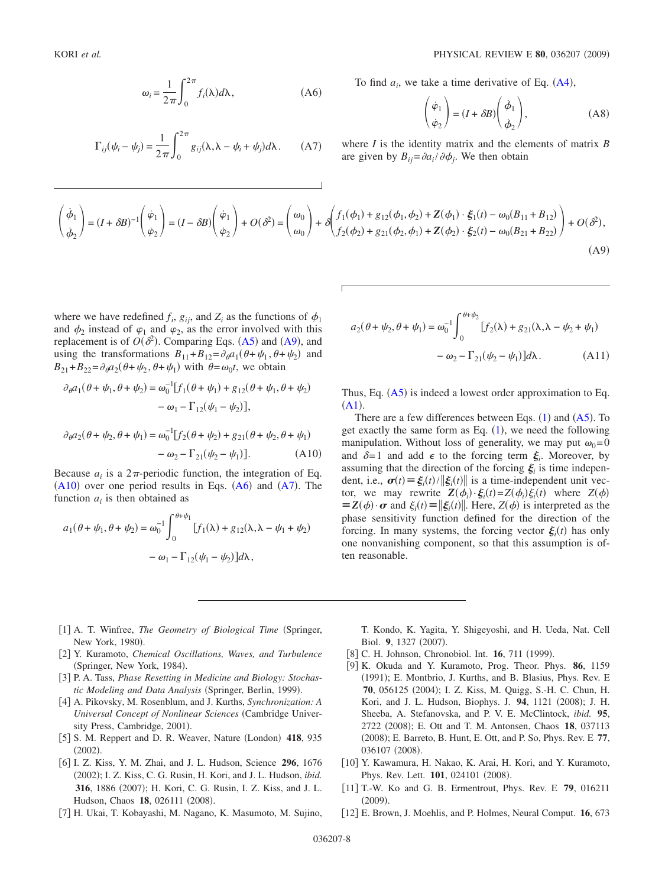$$\omega_i = \frac{1}{2\pi}\int_0^{2\pi} f_i(\lambda)d\lambda, \tag{A6}$$

$$\Gamma_{ij}(\psi_i - \psi_j) = \frac{1}{2\pi}\int_0^{2\pi} g_{ij}(\lambda, \lambda - \psi_i + \psi_j)d\lambda. \tag{A7}$$

To find $a_i$, we take a time derivative of Eq. (A4),

$$\begin{pmatrix} \dot{\varphi}_1 \\ \dot{\varphi}_2 \end{pmatrix} = (I + \delta B)\begin{pmatrix} \dot{\phi}_1 \\ \dot{\phi}_2 \end{pmatrix}, \tag{A8}$$

where $I$ is the identity matrix and the elements of matrix $B$ are given by $B_{ij} = \partial a_i / \partial \phi_j$. We then obtain

$$\begin{pmatrix} \dot{\phi}_1 \\ \dot{\phi}_2 \end{pmatrix} = (I + \delta B)^{-1}\begin{pmatrix} \dot{\varphi}_1 \\ \dot{\varphi}_2 \end{pmatrix} = (I - \delta B)\begin{pmatrix} \dot{\varphi}_1 \\ \dot{\varphi}_2 \end{pmatrix} + O(\delta^2) = \begin{pmatrix} \omega_0 \\ \omega_0 \end{pmatrix} + \delta\begin{pmatrix} f_1(\phi_1) + g_{12}(\phi_1, \phi_2) + \mathbf{Z}(\phi_1)\cdot\boldsymbol{\xi}_1(t) - \omega_0(B_{11} + B_{12}) \\ f_2(\phi_2) + g_{21}(\phi_2, \phi_1) + \mathbf{Z}(\phi_2)\cdot\boldsymbol{\xi}_2(t) - \omega_0(B_{21} + B_{22}) \end{pmatrix} + O(\delta^2), \tag{A9}$$

where we have redefined $f_i$, $g_{ij}$, and $Z_i$ as the functions of $\phi_1$ and $\phi_2$ instead of $\varphi_1$ and $\varphi_2$, as the error involved with this replacement is of $O(\delta^2)$. Comparing Eqs. (A5) and (A9), and using the transformations $B_{11}+B_{12} = \partial_\theta a_1(\theta+\psi_1, \theta+\psi_2)$ and $B_{21}+B_{22} = \partial_\theta a_2(\theta+\psi_2, \theta+\psi_1)$ with $\theta = \omega_0 t$, we obtain

$$\partial_\theta a_1(\theta+\psi_1, \theta+\psi_2) = \omega_0^{-1}[f_1(\theta+\psi_1) + g_{12}(\theta+\psi_1, \theta+\psi_2) - \omega_1 - \Gamma_{12}(\psi_1 - \psi_2)],$$

$$\partial_\theta a_2(\theta+\psi_2, \theta+\psi_1) = \omega_0^{-1}[f_2(\theta+\psi_2) + g_{21}(\theta+\psi_2, \theta+\psi_1) - \omega_2 - \Gamma_{21}(\psi_2 - \psi_1)]. \tag{A10}$$

Because $a_i$ is a $2\pi$-periodic function, the integration of Eq. (A10) over one period results in Eqs. (A6) and (A7). The function $a_i$ is then obtained as

$$a_1(\theta+\psi_1, \theta+\psi_2) = \omega_0^{-1}\int_0^{\theta+\psi_1}[f_1(\lambda) + g_{12}(\lambda, \lambda - \psi_1 + \psi_2) - \omega_1 - \Gamma_{12}(\psi_1 - \psi_2)]d\lambda,$$

$$a_2(\theta+\psi_2, \theta+\psi_1) = \omega_0^{-1}\int_0^{\theta+\psi_2}[f_2(\lambda) + g_{21}(\lambda, \lambda - \psi_2 + \psi_1) - \omega_2 - \Gamma_{21}(\psi_2 - \psi_1)]d\lambda. \tag{A11}$$

Thus, Eq. (A5) is indeed a lowest order approximation to Eq. (A1).

There are a few differences between Eqs. (1) and (A5). To get exactly the same form as Eq. (1), we need the following manipulation. Without loss of generality, we may put $\omega_0 = 0$ and $\delta = 1$ and add $\epsilon$ to the forcing term $\boldsymbol{\xi}_i$. Moreover, by assuming that the direction of the forcing $\boldsymbol{\xi}_i$ is time independent, i.e., $\boldsymbol{\sigma}(t) \equiv \boldsymbol{\xi}_i(t)/\|\boldsymbol{\xi}_i(t)\|$ is a time-independent unit vector, we may rewrite $\mathbf{Z}(\phi_i)\cdot\boldsymbol{\xi}_i(t) = Z(\phi_i)\xi_i(t)$ where $Z(\phi) \equiv \mathbf{Z}(\phi)\cdot\boldsymbol{\sigma}$ and $\xi_i(t) \equiv \|\boldsymbol{\xi}_i(t)\|$. Here, $Z(\phi)$ is interpreted as the phase sensitivity function defined for the direction of the forcing. In many systems, the forcing vector $\boldsymbol{\xi}_i(t)$ has only one nonvanishing component, so that this assumption is often reasonable.

---

[1] A. T. Winfree, *The Geometry of Biological Time* (Springer, New York, 1980).

[2] Y. Kuramoto, *Chemical Oscillations, Waves, and Turbulence* (Springer, New York, 1984).

[3] P. A. Tass, *Phase Resetting in Medicine and Biology: Stochastic Modeling and Data Analysis* (Springer, Berlin, 1999).

[4] A. Pikovsky, M. Rosenblum, and J. Kurths, *Synchronization: A Universal Concept of Nonlinear Sciences* (Cambridge University Press, Cambridge, 2001).

[5] S. M. Reppert and D. R. Weaver, Nature (London) **418**, 935 (2002).

[6] I. Z. Kiss, Y. M. Zhai, and J. L. Hudson, Science **296**, 1676 (2002); I. Z. Kiss, C. G. Rusin, H. Kori, and J. L. Hudson, *ibid.* **316**, 1886 (2007); H. Kori, C. G. Rusin, I. Z. Kiss, and J. L. Hudson, Chaos **18**, 026111 (2008).

[7] H. Ukai, T. Kobayashi, M. Nagano, K. Masumoto, M. Sujino, T. Kondo, K. Yagita, Y. Shigeyoshi, and H. Ueda, Nat. Cell Biol. **9**, 1327 (2007).

[8] C. H. Johnson, Chronobiol. Int. **16**, 711 (1999).

[9] K. Okuda and Y. Kuramoto, Prog. Theor. Phys. **86**, 1159 (1991); E. Montbrio, J. Kurths, and B. Blasius, Phys. Rev. E **70**, 056125 (2004); I. Z. Kiss, M. Quigg, S.-H. C. Chun, H. Kori, and J. L. Hudson, Biophys. J. **94**, 1121 (2008); J. H. Sheeba, A. Stefanovska, and P. V. E. McClintock, *ibid.* **95**, 2722 (2008); E. Ott and T. M. Antonsen, Chaos **18**, 037113 (2008); E. Barreto, B. Hunt, E. Ott, and P. So, Phys. Rev. E **77**, 036107 (2008).

[10] Y. Kawamura, H. Nakao, K. Arai, H. Kori, and Y. Kuramoto, Phys. Rev. Lett. **101**, 024101 (2008).

[11] T.-W. Ko and G. B. Ermentrout, Phys. Rev. E **79**, 016211 (2009).

[12] E. Brown, J. Moehlis, and P. Holmes, Neural Comput. **16**, 673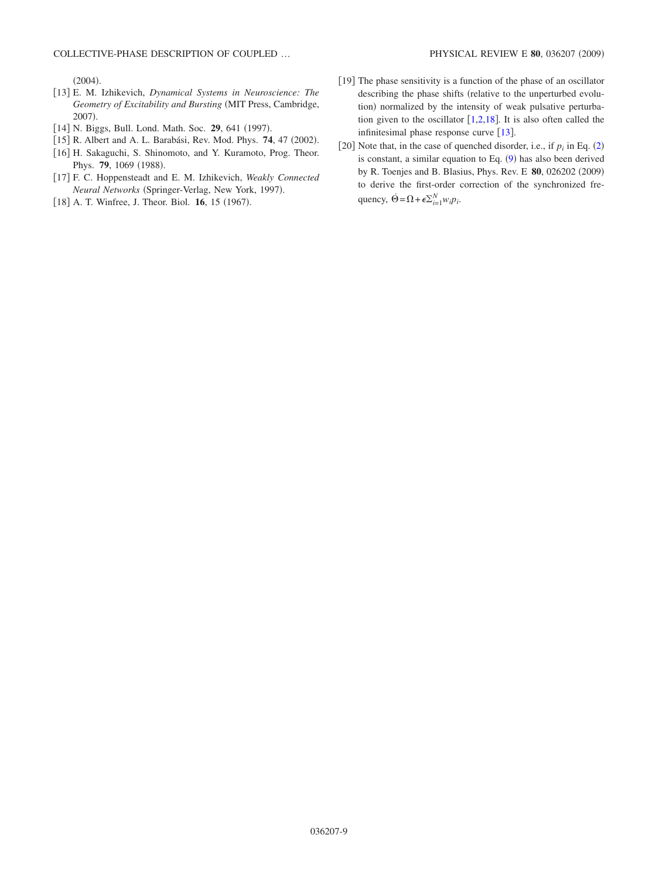(2004).

[13] E. M. Izhikevich, *Dynamical Systems in Neuroscience: The Geometry of Excitability and Bursting* (MIT Press, Cambridge, 2007).

[14] N. Biggs, Bull. Lond. Math. Soc. **29**, 641 (1997).

[15] R. Albert and A. L. Barabási, Rev. Mod. Phys. **74**, 47 (2002).

[16] H. Sakaguchi, S. Shinomoto, and Y. Kuramoto, Prog. Theor. Phys. **79**, 1069 (1988).

[17] F. C. Hoppensteadt and E. M. Izhikevich, *Weakly Connected Neural Networks* (Springer-Verlag, New York, 1997).

[18] A. T. Winfree, J. Theor. Biol. **16**, 15 (1967).

[19] The phase sensitivity is a function of the phase of an oscillator describing the phase shifts (relative to the unperturbed evolution) normalized by the intensity of weak pulsative perturbation given to the oscillator [1,2,18]. It is also often called the infinitesimal phase response curve [13].

[20] Note that, in the case of quenched disorder, i.e., if $p_i$ in Eq. (2) is constant, a similar equation to Eq. (9) has also been derived by R. Toenjes and B. Blasius, Phys. Rev. E **80**, 026202 (2009) to derive the first-order correction of the synchronized frequency, $\dot{\Theta} = \Omega + \epsilon \sum_{i=1}^{N} w_i p_i$.